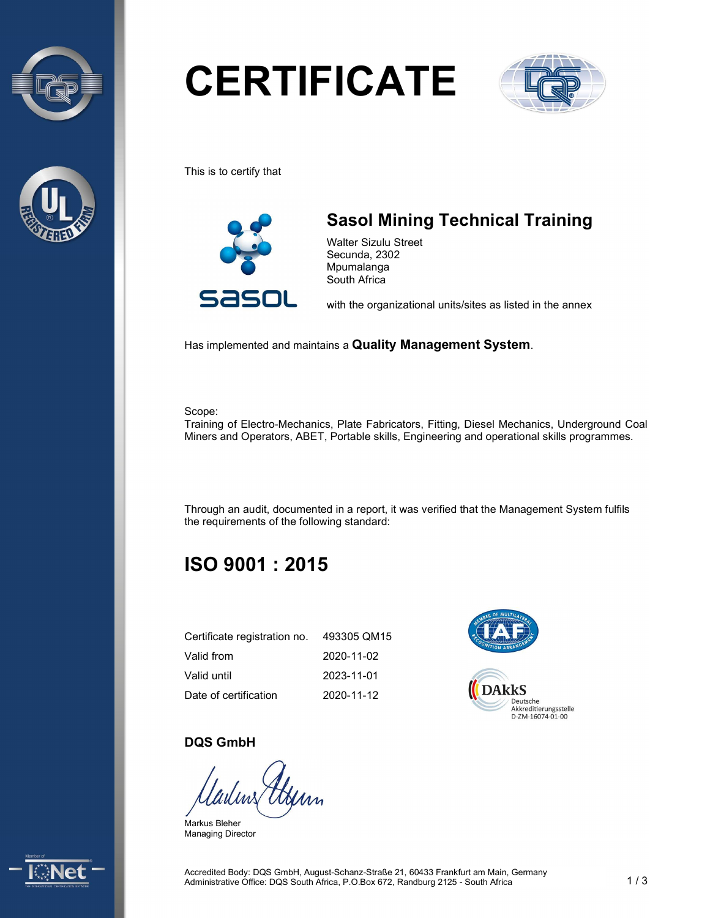# CERTIFICATE

This is to certify that

## Sasol Mining Technical Training

Walter Sizulu Street
Secunda, 2302
Mpumalanga
South Africa

with the organizational units/sites as listed in the annex

Has implemented and maintains a **Quality Management System**.

Scope:
Training of Electro-Mechanics, Plate Fabricators, Fitting, Diesel Mechanics, Underground Coal Miners and Operators, ABET, Portable skills, Engineering and operational skills programmes.

Through an audit, documented in a report, it was verified that the Management System fulfils the requirements of the following standard:

## ISO 9001 : 2015

| | |
|---|---|
| Certificate registration no. | 493305 QM15 |
| Valid from | 2020-11-02 |
| Valid until | 2023-11-01 |
| Date of certification | 2020-11-12 |

DAkkS Deutsche Akkreditierungsstelle D-ZM-16074-01-00

**DQS GmbH**

Markus Bleher
Managing Director

Accredited Body: DQS GmbH, August-Schanz-Straße 21, 60433 Frankfurt am Main, Germany
Administrative Office: DQS South Africa, P.O.Box 672, Randburg 2125 - South Africa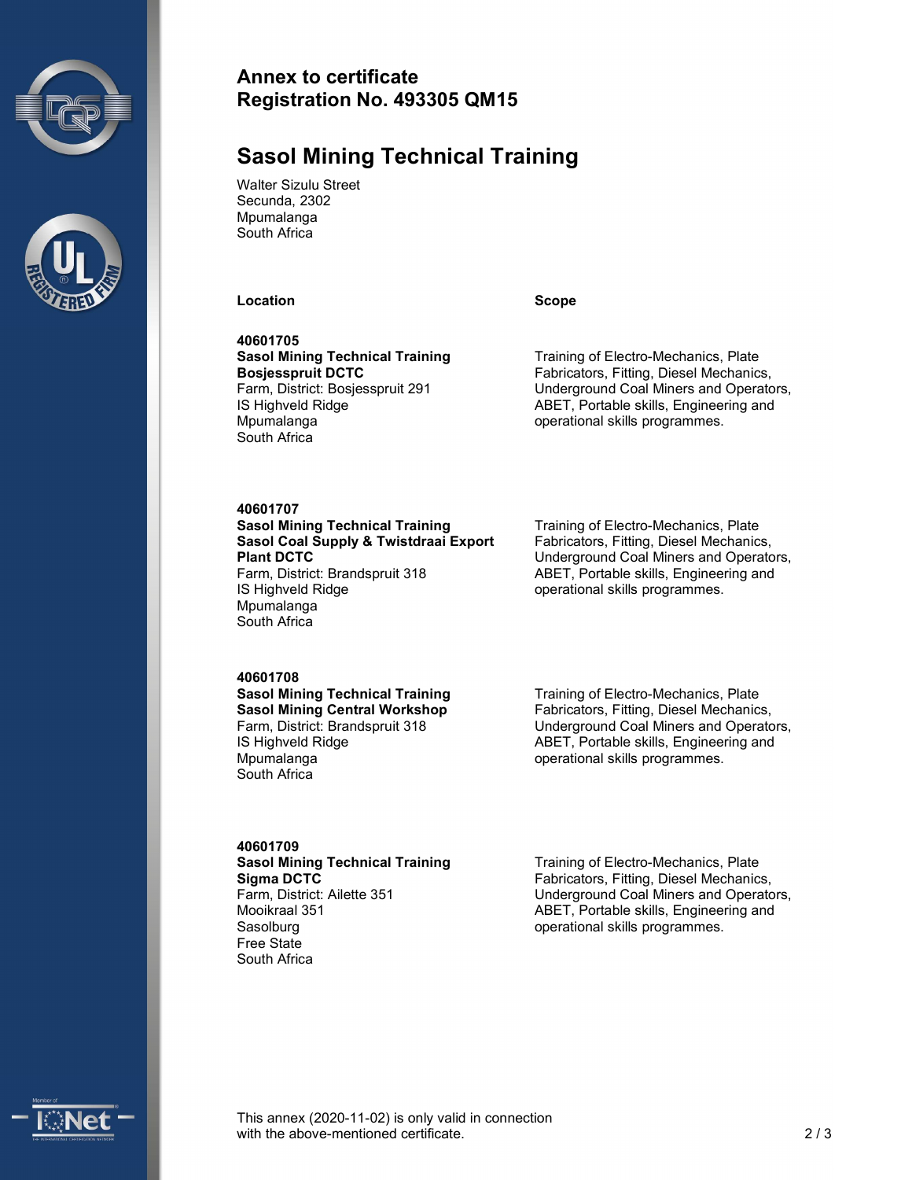**Annex to certificate**
**Registration No. 493305 QM15**

# Sasol Mining Technical Training

Walter Sizulu Street
Secunda, 2302
Mpumalanga
South Africa

| Location | Scope |
|---|---|
| **40601705**<br>**Sasol Mining Technical Training**<br>**Bosjesspruit DCTC**<br>Farm, District: Bosjesspruit 291<br>IS Highveld Ridge<br>Mpumalanga<br>South Africa | Training of Electro-Mechanics, Plate Fabricators, Fitting, Diesel Mechanics, Underground Coal Miners and Operators, ABET, Portable skills, Engineering and operational skills programmes. |
| **40601707**<br>**Sasol Mining Technical Training**<br>**Sasol Coal Supply & Twistdraai Export Plant DCTC**<br>Farm, District: Brandspruit 318<br>IS Highveld Ridge<br>Mpumalanga<br>South Africa | Training of Electro-Mechanics, Plate Fabricators, Fitting, Diesel Mechanics, Underground Coal Miners and Operators, ABET, Portable skills, Engineering and operational skills programmes. |
| **40601708**<br>**Sasol Mining Technical Training**<br>**Sasol Mining Central Workshop**<br>Farm, District: Brandspruit 318<br>IS Highveld Ridge<br>Mpumalanga<br>South Africa | Training of Electro-Mechanics, Plate Fabricators, Fitting, Diesel Mechanics, Underground Coal Miners and Operators, ABET, Portable skills, Engineering and operational skills programmes. |
| **40601709**<br>**Sasol Mining Technical Training**<br>**Sigma DCTC**<br>Farm, District: Ailette 351<br>Mooikraal 351<br>Sasolburg<br>Free State<br>South Africa | Training of Electro-Mechanics, Plate Fabricators, Fitting, Diesel Mechanics, Underground Coal Miners and Operators, ABET, Portable skills, Engineering and operational skills programmes. |

This annex (2020-11-02) is only valid in connection with the above-mentioned certificate.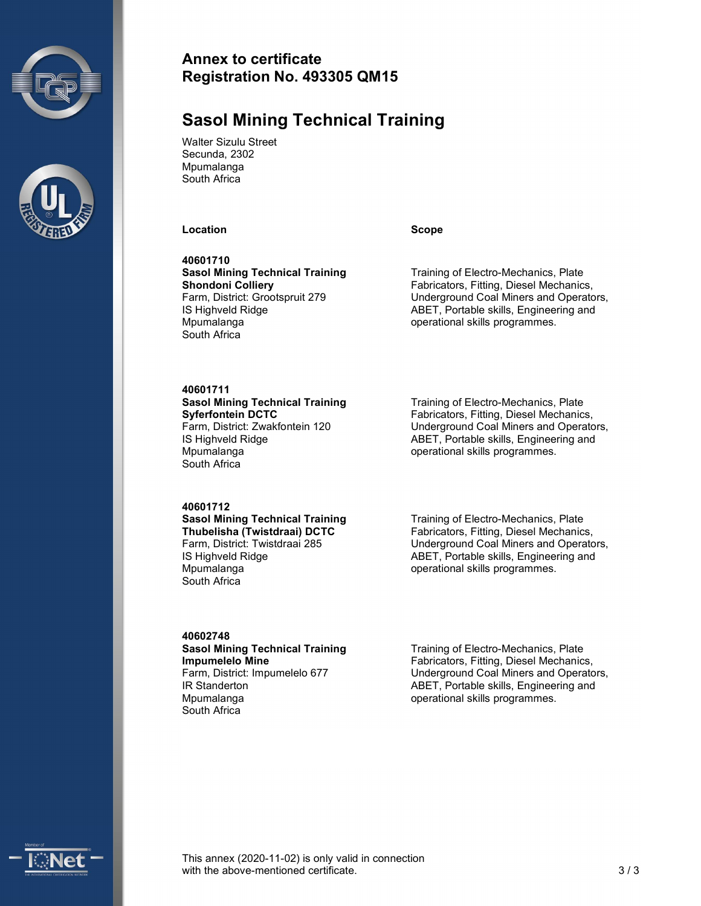## Annex to certificate
## Registration No. 493305 QM15

# Sasol Mining Technical Training

Walter Sizulu Street
Secunda, 2302
Mpumalanga
South Africa

| Location | Scope |
| --- | --- |
| **40601710**<br>**Sasol Mining Technical Training Shondoni Colliery**<br>Farm, District: Grootspruit 279<br>IS Highveld Ridge<br>Mpumalanga<br>South Africa | Training of Electro-Mechanics, Plate Fabricators, Fitting, Diesel Mechanics, Underground Coal Miners and Operators, ABET, Portable skills, Engineering and operational skills programmes. |
| **40601711**<br>**Sasol Mining Technical Training Syferfontein DCTC**<br>Farm, District: Zwakfontein 120<br>IS Highveld Ridge<br>Mpumalanga<br>South Africa | Training of Electro-Mechanics, Plate Fabricators, Fitting, Diesel Mechanics, Underground Coal Miners and Operators, ABET, Portable skills, Engineering and operational skills programmes. |
| **40601712**<br>**Sasol Mining Technical Training Thubelisha (Twistdraai) DCTC**<br>Farm, District: Twistdraai 285<br>IS Highveld Ridge<br>Mpumalanga<br>South Africa | Training of Electro-Mechanics, Plate Fabricators, Fitting, Diesel Mechanics, Underground Coal Miners and Operators, ABET, Portable skills, Engineering and operational skills programmes. |
| **40602748**<br>**Sasol Mining Technical Training Impumelelo Mine**<br>Farm, District: Impumelelo 677<br>IR Standerton<br>Mpumalanga<br>South Africa | Training of Electro-Mechanics, Plate Fabricators, Fitting, Diesel Mechanics, Underground Coal Miners and Operators, ABET, Portable skills, Engineering and operational skills programmes. |

This annex (2020-11-02) is only valid in connection with the above-mentioned certificate.